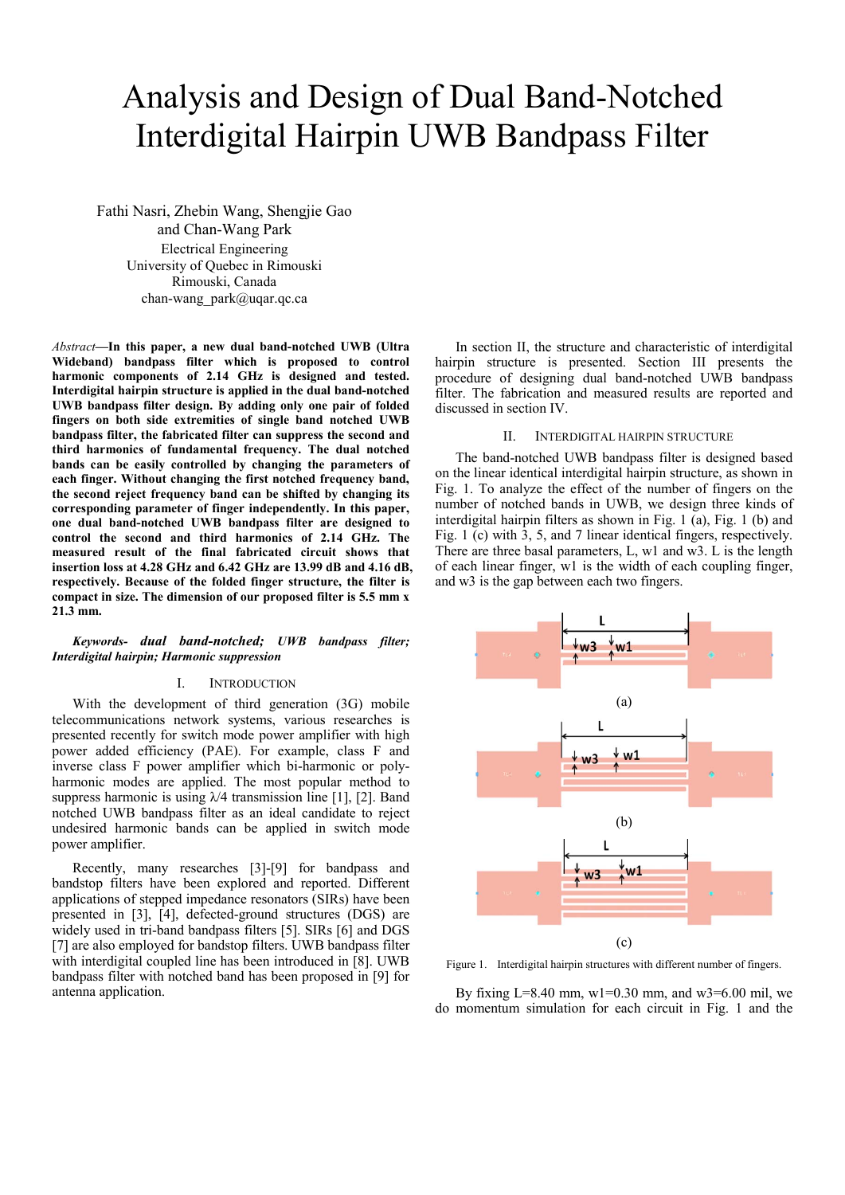# Analysis and Design of Dual Band-Notched Interdigital Hairpin UWB Bandpass Filter

Fathi Nasri, Zhebin Wang, Shengjie Gao and Chan-Wang Park
Electrical Engineering
University of Quebec in Rimouski
Rimouski, Canada
chan-wang_park@uqar.qc.ca

*Abstract*—**In this paper, a new dual band-notched UWB (Ultra Wideband) bandpass filter which is proposed to control harmonic components of 2.14 GHz is designed and tested. Interdigital hairpin structure is applied in the dual band-notched UWB bandpass filter design. By adding only one pair of folded fingers on both side extremities of single band notched UWB bandpass filter, the fabricated filter can suppress the second and third harmonics of fundamental frequency. The dual notched bands can be easily controlled by changing the parameters of each finger. Without changing the first notched frequency band, the second reject frequency band can be shifted by changing its corresponding parameter of finger independently. In this paper, one dual band-notched UWB bandpass filter are designed to control the second and third harmonics of 2.14 GHz. The measured result of the final fabricated circuit shows that insertion loss at 4.28 GHz and 6.42 GHz are 13.99 dB and 4.16 dB, respectively. Because of the folded finger structure, the filter is compact in size. The dimension of our proposed filter is 5.5 mm x 21.3 mm.**

***Keywords- dual band-notched; UWB bandpass filter; Interdigital hairpin; Harmonic suppression***

## I. Introduction

With the development of third generation (3G) mobile telecommunications network systems, various researches is presented recently for switch mode power amplifier with high power added efficiency (PAE). For example, class F and inverse class F power amplifier which bi-harmonic or poly-harmonic modes are applied. The most popular method to suppress harmonic is using $\lambda/4$ transmission line [1], [2]. Band notched UWB bandpass filter as an ideal candidate to reject undesired harmonic bands can be applied in switch mode power amplifier.

Recently, many researches [3]-[9] for bandpass and bandstop filters have been explored and reported. Different applications of stepped impedance resonators (SIRs) have been presented in [3], [4], defected-ground structures (DGS) are widely used in tri-band bandpass filters [5]. SIRs [6] and DGS [7] are also employed for bandstop filters. UWB bandpass filter with interdigital coupled line has been introduced in [8]. UWB bandpass filter with notched band has been proposed in [9] for antenna application.

In section II, the structure and characteristic of interdigital hairpin structure is presented. Section III presents the procedure of designing dual band-notched UWB bandpass filter. The fabrication and measured results are reported and discussed in section IV.

## II. Interdigital Hairpin Structure

The band-notched UWB bandpass filter is designed based on the linear identical interdigital hairpin structure, as shown in Fig. 1. To analyze the effect of the number of fingers on the number of notched bands in UWB, we design three kinds of interdigital hairpin filters as shown in Fig. 1 (a), Fig. 1 (b) and Fig. 1 (c) with 3, 5, and 7 linear identical fingers, respectively. There are three basal parameters, L, w1 and w3. L is the length of each linear finger, w1 is the width of each coupling finger, and w3 is the gap between each two fingers.

(a)

(b)

(c)

Figure 1. Interdigital hairpin structures with different number of fingers.

By fixing L=8.40 mm, w1=0.30 mm, and w3=6.00 mil, we do momentum simulation for each circuit in Fig. 1 and the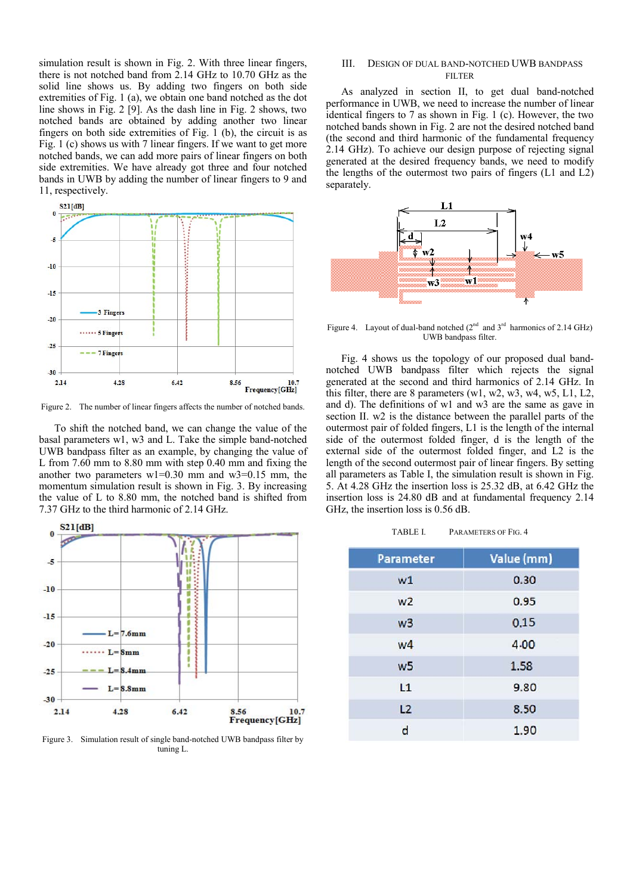simulation result is shown in Fig. 2. With three linear fingers, there is not notched band from 2.14 GHz to 10.70 GHz as the solid line shows us. By adding two fingers on both side extremities of Fig. 1 (a), we obtain one band notched as the dot line shows in Fig. 2 [9]. As the dash line in Fig. 2 shows, two notched bands are obtained by adding another two linear fingers on both side extremities of Fig. 1 (b), the circuit is as Fig. 1 (c) shows us with 7 linear fingers. If we want to get more notched bands, we can add more pairs of linear fingers on both side extremities. We have already got three and four notched bands in UWB by adding the number of linear fingers to 9 and 11, respectively.

Figure 2. The number of linear fingers affects the number of notched bands.

To shift the notched band, we can change the value of the basal parameters w1, w3 and L. Take the simple band-notched UWB bandpass filter as an example, by changing the value of L from 7.60 mm to 8.80 mm with step 0.40 mm and fixing the another two parameters w1=0.30 mm and w3=0.15 mm, the momentum simulation result is shown in Fig. 3. By increasing the value of L to 8.80 mm, the notched band is shifted from 7.37 GHz to the third harmonic of 2.14 GHz.

Figure 3. Simulation result of single band-notched UWB bandpass filter by tuning L.

## III. Design of Dual Band-Notched UWB Bandpass Filter

As analyzed in section II, to get dual band-notched performance in UWB, we need to increase the number of linear identical fingers to 7 as shown in Fig. 1 (c). However, the two notched bands shown in Fig. 2 are not the desired notched band (the second and third harmonic of the fundamental frequency 2.14 GHz). To achieve our design purpose of rejecting signal generated at the desired frequency bands, we need to modify the lengths of the outermost two pairs of fingers (L1 and L2) separately.

Figure 4. Layout of dual-band notched (2[nd] and 3[rd] harmonics of 2.14 GHz) UWB bandpass filter.

Fig. 4 shows us the topology of our proposed dual band-notched UWB bandpass filter which rejects the signal generated at the second and third harmonics of 2.14 GHz. In this filter, there are 8 parameters (w1, w2, w3, w4, w5, L1, L2, and d). The definitions of w1 and w3 are the same as gave in section II. w2 is the distance between the parallel parts of the outermost pair of folded fingers, L1 is the length of the internal side of the outermost folded finger, d is the length of the external side of the outermost folded finger, and L2 is the length of the second outermost pair of linear fingers. By setting all parameters as Table I, the simulation result is shown in Fig. 5. At 4.28 GHz the insertion loss is 25.32 dB, at 6.42 GHz the insertion loss is 24.80 dB and at fundamental frequency 2.14 GHz, the insertion loss is 0.56 dB.

TABLE I. Parameters of Fig. 4

| Parameter | Value (mm) |
|---|---|
| w1 | 0.30 |
| w2 | 0.95 |
| w3 | 0.15 |
| w4 | 4.00 |
| w5 | 1.58 |
| L1 | 9.80 |
| L2 | 8.50 |
| d | 1.90 |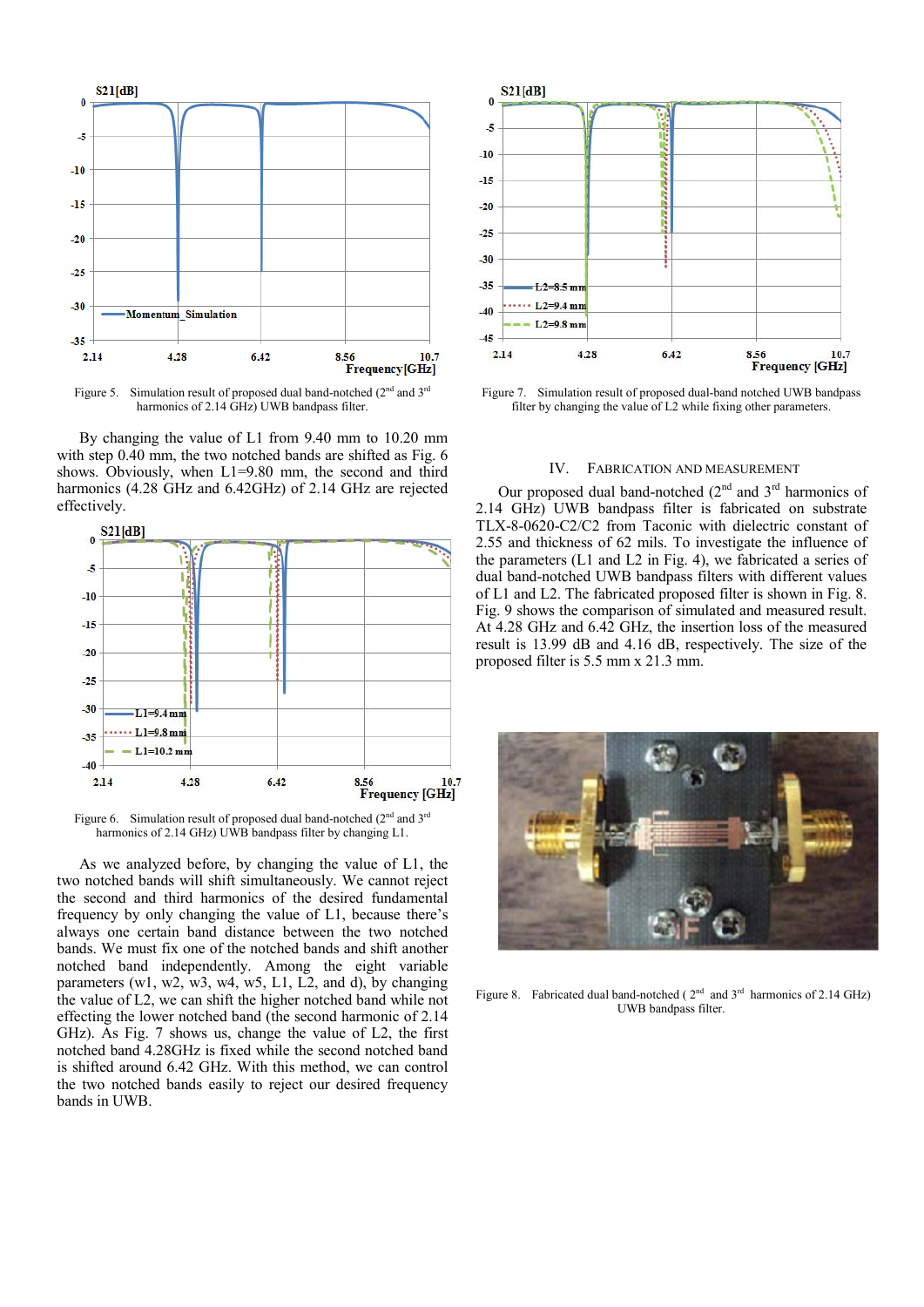Figure 5. Simulation result of proposed dual band-notched (2nd and 3rd harmonics of 2.14 GHz) UWB bandpass filter.

By changing the value of L1 from 9.40 mm to 10.20 mm with step 0.40 mm, the two notched bands are shifted as Fig. 6 shows. Obviously, when L1=9.80 mm, the second and third harmonics (4.28 GHz and 6.42GHz) of 2.14 GHz are rejected effectively.

Figure 6. Simulation result of proposed dual band-notched (2nd and 3rd harmonics of 2.14 GHz) UWB bandpass filter by changing L1.

As we analyzed before, by changing the value of L1, the two notched bands will shift simultaneously. We cannot reject the second and third harmonics of the desired fundamental frequency by only changing the value of L1, because there's always one certain band distance between the two notched bands. We must fix one of the notched bands and shift another notched band independently. Among the eight variable parameters (w1, w2, w3, w4, w5, L1, L2, and d), by changing the value of L2, we can shift the higher notched band while not effecting the lower notched band (the second harmonic of 2.14 GHz). As Fig. 7 shows us, change the value of L2, the first notched band 4.28GHz is fixed while the second notched band is shifted around 6.42 GHz. With this method, we can control the two notched bands easily to reject our desired frequency bands in UWB.

Figure 7. Simulation result of proposed dual-band notched UWB bandpass filter by changing the value of L2 while fixing other parameters.

## IV. Fabrication and Measurement

Our proposed dual band-notched (2nd and 3rd harmonics of 2.14 GHz) UWB bandpass filter is fabricated on substrate TLX-8-0620-C2/C2 from Taconic with dielectric constant of 2.55 and thickness of 62 mils. To investigate the influence of the parameters (L1 and L2 in Fig. 4), we fabricated a series of dual band-notched UWB bandpass filters with different values of L1 and L2. The fabricated proposed filter is shown in Fig. 8. Fig. 9 shows the comparison of simulated and measured result. At 4.28 GHz and 6.42 GHz, the insertion loss of the measured result is 13.99 dB and 4.16 dB, respectively. The size of the proposed filter is 5.5 mm x 21.3 mm.

Figure 8. Fabricated dual band-notched ( 2nd and 3rd harmonics of 2.14 GHz) UWB bandpass filter.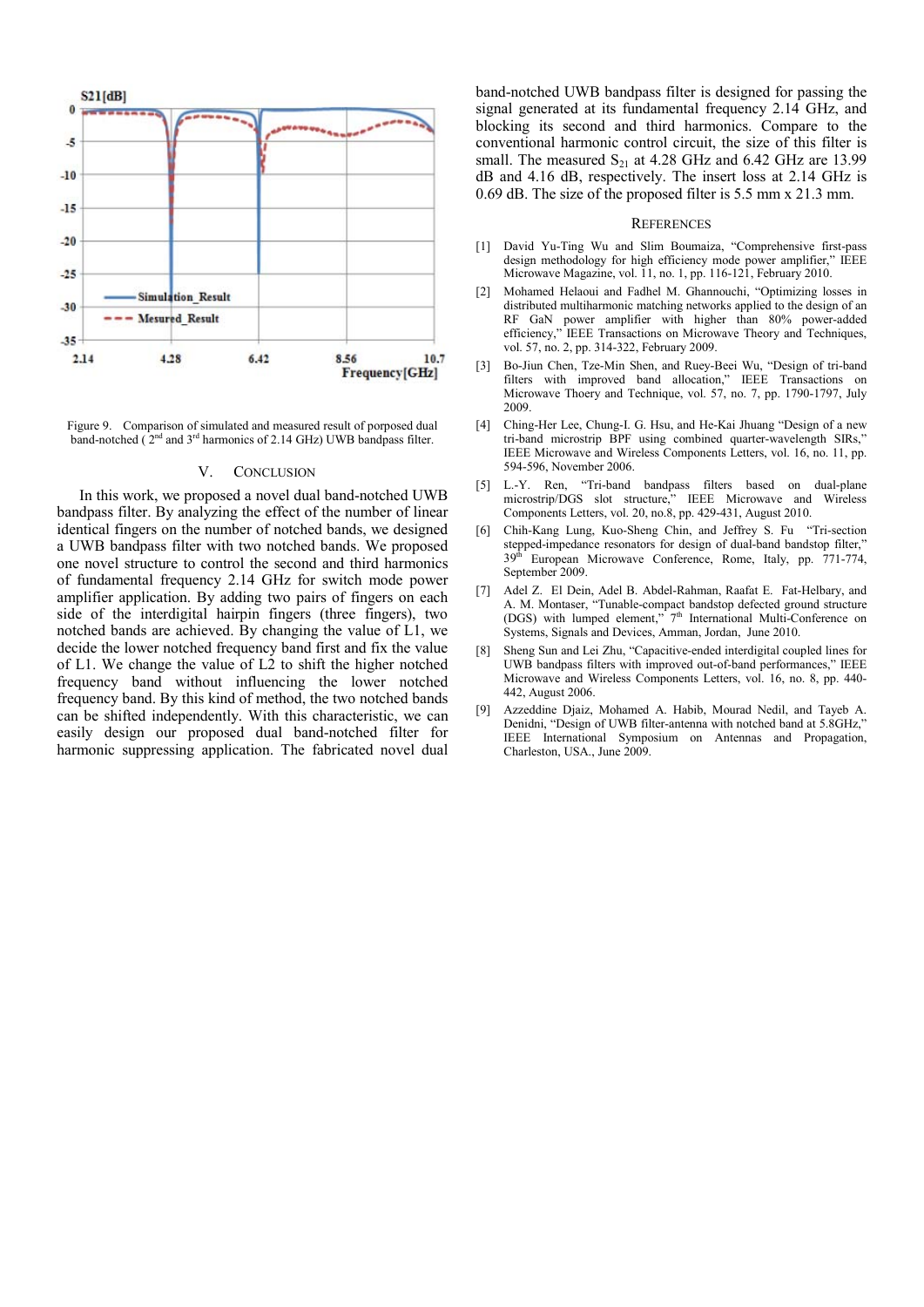S21[dB]

0

-5

-10

-15

-20

-25

-30

-35

2.14 4.28 6.42 8.56 10.7

Frequency[GHz]

Simulation_Result

Mesured_Result

Figure 9. Comparison of simulated and measured result of porposed dual band-notched ( 2nd and 3rd harmonics of 2.14 GHz) UWB bandpass filter.

## V. Conclusion

In this work, we proposed a novel dual band-notched UWB bandpass filter. By analyzing the effect of the number of linear identical fingers on the number of notched bands, we designed a UWB bandpass filter with two notched bands. We proposed one novel structure to control the second and third harmonics of fundamental frequency 2.14 GHz for switch mode power amplifier application. By adding two pairs of fingers on each side of the interdigital hairpin fingers (three fingers), two notched bands are achieved. By changing the value of L1, we decide the lower notched frequency band first and fix the value of L1. We change the value of L2 to shift the higher notched frequency band without influencing the lower notched frequency band. By this kind of method, the two notched bands can be shifted independently. With this characteristic, we can easily design our proposed dual band-notched filter for harmonic suppressing application. The fabricated novel dual band-notched UWB bandpass filter is designed for passing the signal generated at its fundamental frequency 2.14 GHz, and blocking its second and third harmonics. Compare to the conventional harmonic control circuit, the size of this filter is small. The measured $S_{21}$ at 4.28 GHz and 6.42 GHz are 13.99 dB and 4.16 dB, respectively. The insert loss at 2.14 GHz is 0.69 dB. The size of the proposed filter is 5.5 mm x 21.3 mm.

## References

[1] David Yu-Ting Wu and Slim Boumaiza, "Comprehensive first-pass design methodology for high efficiency mode power amplifier," IEEE Microwave Magazine, vol. 11, no. 1, pp. 116-121, February 2010.

[2] Mohamed Helaoui and Fadhel M. Ghannouchi, "Optimizing losses in distributed multiharmonic matching networks applied to the design of an RF GaN power amplifier with higher than 80% power-added efficiency," IEEE Transactions on Microwave Theory and Techniques, vol. 57, no. 2, pp. 314-322, February 2009.

[3] Bo-Jiun Chen, Tze-Min Shen, and Ruey-Beei Wu, "Design of tri-band filters with improved band allocation," IEEE Transactions on Microwave Thoery and Technique, vol. 57, no. 7, pp. 1790-1797, July 2009.

[4] Ching-Her Lee, Chung-I. G. Hsu, and He-Kai Jhuang "Design of a new tri-band microstrip BPF using combined quarter-wavelength SIRs," IEEE Microwave and Wireless Components Letters, vol. 16, no. 11, pp. 594-596, November 2006.

[5] L.-Y. Ren, "Tri-band bandpass filters based on dual-plane microstrip/DGS slot structure," IEEE Microwave and Wireless Components Letters, vol. 20, no.8, pp. 429-431, August 2010.

[6] Chih-Kang Lung, Kuo-Sheng Chin, and Jeffrey S. Fu "Tri-section stepped-impedance resonators for design of dual-band bandstop filter," 39th European Microwave Conference, Rome, Italy, pp. 771-774, September 2009.

[7] Adel Z. El Dein, Adel B. Abdel-Rahman, Raafat E. Fat-Helbary, and A. M. Montaser, "Tunable-compact bandstop defected ground structure (DGS) with lumped element," 7th International Multi-Conference on Systems, Signals and Devices, Amman, Jordan, June 2010.

[8] Sheng Sun and Lei Zhu, "Capacitive-ended interdigital coupled lines for UWB bandpass filters with improved out-of-band performances," IEEE Microwave and Wireless Components Letters, vol. 16, no. 8, pp. 440-442, August 2006.

[9] Azzeddine Djaiz, Mohamed A. Habib, Mourad Nedil, and Tayeb A. Denidni, "Design of UWB filter-antenna with notched band at 5.8GHz," IEEE International Symposium on Antennas and Propagation, Charleston, USA., June 2009.